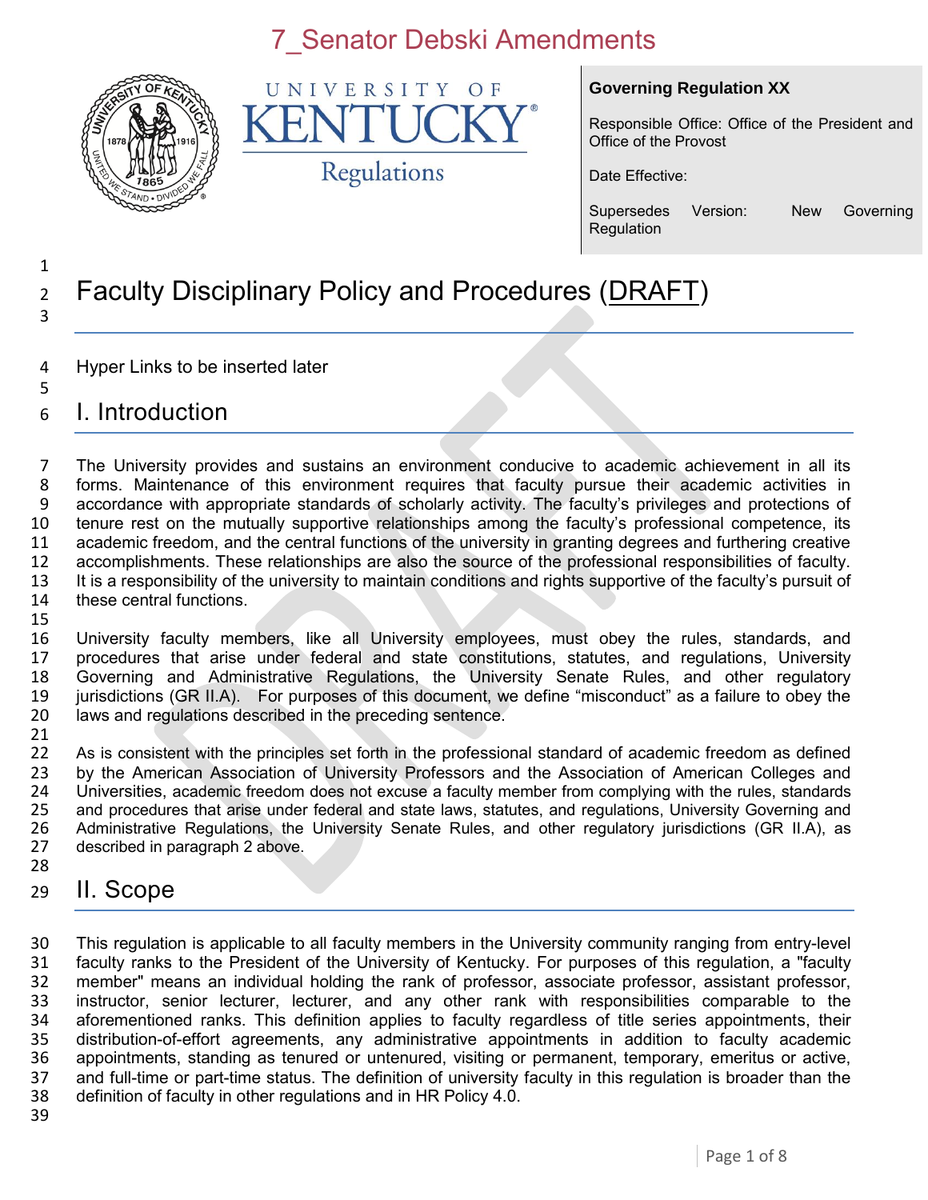7_Senator Debski Amendments

UNIVERSITY OF KENTUCKY Regulations

**Governing Regulation XX**

Responsible Office: Office of the President and Office of the Provost

Date Effective:

Supersedes Version: New Governing Regulation

# Faculty Disciplinary Policy and Procedures (DRAFT)

Hyper Links to be inserted later

## I. Introduction

The University provides and sustains an environment conducive to academic achievement in all its forms. Maintenance of this environment requires that faculty pursue their academic activities in accordance with appropriate standards of scholarly activity. The faculty's privileges and protections of tenure rest on the mutually supportive relationships among the faculty's professional competence, its academic freedom, and the central functions of the university in granting degrees and furthering creative accomplishments. These relationships are also the source of the professional responsibilities of faculty. It is a responsibility of the university to maintain conditions and rights supportive of the faculty's pursuit of these central functions.

University faculty members, like all University employees, must obey the rules, standards, and procedures that arise under federal and state constitutions, statutes, and regulations, University Governing and Administrative Regulations, the University Senate Rules, and other regulatory jurisdictions (GR II.A). For purposes of this document, we define "misconduct" as a failure to obey the laws and regulations described in the preceding sentence.

As is consistent with the principles set forth in the professional standard of academic freedom as defined by the American Association of University Professors and the Association of American Colleges and Universities, academic freedom does not excuse a faculty member from complying with the rules, standards and procedures that arise under federal and state laws, statutes, and regulations, University Governing and Administrative Regulations, the University Senate Rules, and other regulatory jurisdictions (GR II.A), as described in paragraph 2 above.

## II. Scope

This regulation is applicable to all faculty members in the University community ranging from entry-level faculty ranks to the President of the University of Kentucky. For purposes of this regulation, a "faculty member" means an individual holding the rank of professor, associate professor, assistant professor, instructor, senior lecturer, lecturer, and any other rank with responsibilities comparable to the aforementioned ranks. This definition applies to faculty regardless of title series appointments, their distribution-of-effort agreements, any administrative appointments in addition to faculty academic appointments, standing as tenured or untenured, visiting or permanent, temporary, emeritus or active, and full-time or part-time status. The definition of university faculty in this regulation is broader than the definition of faculty in other regulations and in HR Policy 4.0.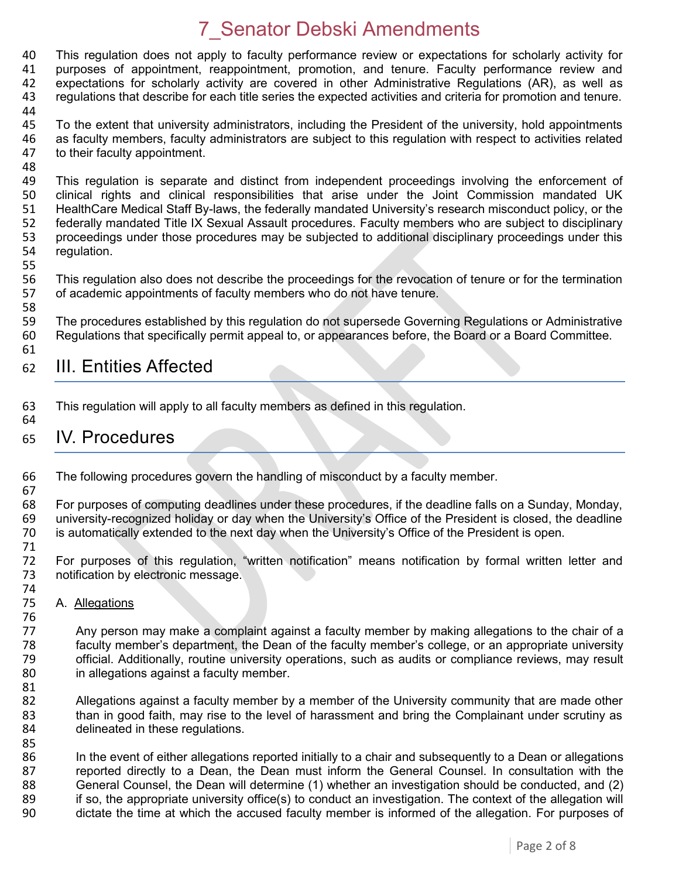This regulation does not apply to faculty performance review or expectations for scholarly activity for purposes of appointment, reappointment, promotion, and tenure. Faculty performance review and expectations for scholarly activity are covered in other Administrative Regulations (AR), as well as regulations that describe for each title series the expected activities and criteria for promotion and tenure.

To the extent that university administrators, including the President of the university, hold appointments as faculty members, faculty administrators are subject to this regulation with respect to activities related to their faculty appointment.

This regulation is separate and distinct from independent proceedings involving the enforcement of clinical rights and clinical responsibilities that arise under the Joint Commission mandated UK HealthCare Medical Staff By-laws, the federally mandated University's research misconduct policy, or the federally mandated Title IX Sexual Assault procedures. Faculty members who are subject to disciplinary proceedings under those procedures may be subjected to additional disciplinary proceedings under this regulation.

This regulation also does not describe the proceedings for the revocation of tenure or for the termination of academic appointments of faculty members who do not have tenure.

The procedures established by this regulation do not supersede Governing Regulations or Administrative Regulations that specifically permit appeal to, or appearances before, the Board or a Board Committee.

## III. Entities Affected

This regulation will apply to all faculty members as defined in this regulation.

## IV. Procedures

The following procedures govern the handling of misconduct by a faculty member.

For purposes of computing deadlines under these procedures, if the deadline falls on a Sunday, Monday, university-recognized holiday or day when the University's Office of the President is closed, the deadline is automatically extended to the next day when the University's Office of the President is open.

For purposes of this regulation, "written notification" means notification by formal written letter and notification by electronic message.

A. Allegations

Any person may make a complaint against a faculty member by making allegations to the chair of a faculty member's department, the Dean of the faculty member's college, or an appropriate university official. Additionally, routine university operations, such as audits or compliance reviews, may result in allegations against a faculty member.

Allegations against a faculty member by a member of the University community that are made other than in good faith, may rise to the level of harassment and bring the Complainant under scrutiny as delineated in these regulations.

In the event of either allegations reported initially to a chair and subsequently to a Dean or allegations reported directly to a Dean, the Dean must inform the General Counsel. In consultation with the General Counsel, the Dean will determine (1) whether an investigation should be conducted, and (2) if so, the appropriate university office(s) to conduct an investigation. The context of the allegation will dictate the time at which the accused faculty member is informed of the allegation. For purposes of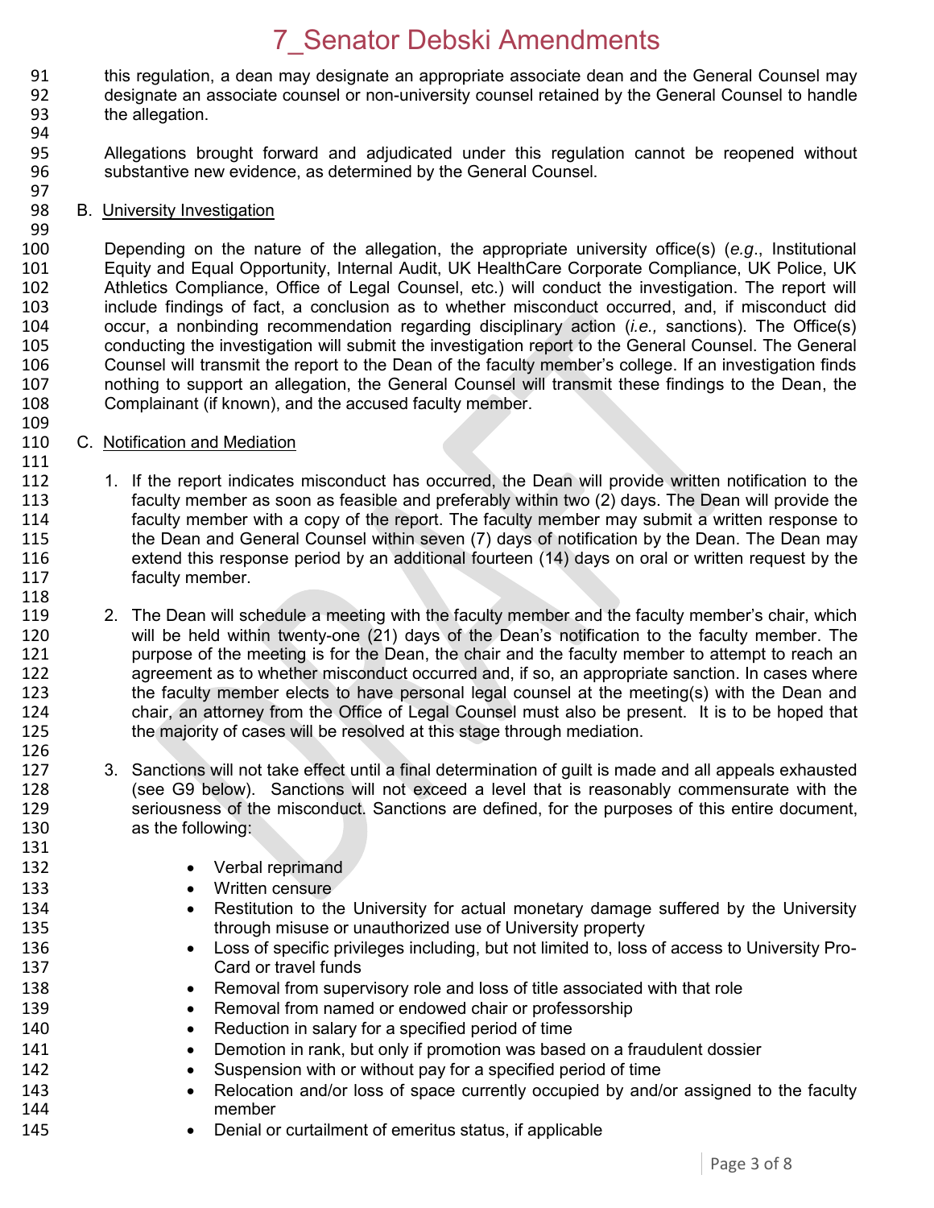this regulation, a dean may designate an appropriate associate dean and the General Counsel may designate an associate counsel or non-university counsel retained by the General Counsel to handle the allegation.

Allegations brought forward and adjudicated under this regulation cannot be reopened without substantive new evidence, as determined by the General Counsel.

B. University Investigation

Depending on the nature of the allegation, the appropriate university office(s) (*e.g*., Institutional Equity and Equal Opportunity, Internal Audit, UK HealthCare Corporate Compliance, UK Police, UK Athletics Compliance, Office of Legal Counsel, etc.) will conduct the investigation. The report will include findings of fact, a conclusion as to whether misconduct occurred, and, if misconduct did occur, a nonbinding recommendation regarding disciplinary action (*i.e.,* sanctions). The Office(s) conducting the investigation will submit the investigation report to the General Counsel. The General Counsel will transmit the report to the Dean of the faculty member's college. If an investigation finds nothing to support an allegation, the General Counsel will transmit these findings to the Dean, the Complainant (if known), and the accused faculty member.

C. Notification and Mediation

1. If the report indicates misconduct has occurred, the Dean will provide written notification to the faculty member as soon as feasible and preferably within two (2) days. The Dean will provide the faculty member with a copy of the report. The faculty member may submit a written response to the Dean and General Counsel within seven (7) days of notification by the Dean. The Dean may extend this response period by an additional fourteen (14) days on oral or written request by the faculty member.

2. The Dean will schedule a meeting with the faculty member and the faculty member's chair, which will be held within twenty-one (21) days of the Dean's notification to the faculty member. The purpose of the meeting is for the Dean, the chair and the faculty member to attempt to reach an agreement as to whether misconduct occurred and, if so, an appropriate sanction. In cases where the faculty member elects to have personal legal counsel at the meeting(s) with the Dean and chair, an attorney from the Office of Legal Counsel must also be present. It is to be hoped that the majority of cases will be resolved at this stage through mediation.

3. Sanctions will not take effect until a final determination of guilt is made and all appeals exhausted (see G9 below). Sanctions will not exceed a level that is reasonably commensurate with the seriousness of the misconduct. Sanctions are defined, for the purposes of this entire document, as the following:

   - Verbal reprimand
   - Written censure
   - Restitution to the University for actual monetary damage suffered by the University through misuse or unauthorized use of University property
   - Loss of specific privileges including, but not limited to, loss of access to University Pro-Card or travel funds
   - Removal from supervisory role and loss of title associated with that role
   - Removal from named or endowed chair or professorship
   - Reduction in salary for a specified period of time
   - Demotion in rank, but only if promotion was based on a fraudulent dossier
   - Suspension with or without pay for a specified period of time
   - Relocation and/or loss of space currently occupied by and/or assigned to the faculty member
   - Denial or curtailment of emeritus status, if applicable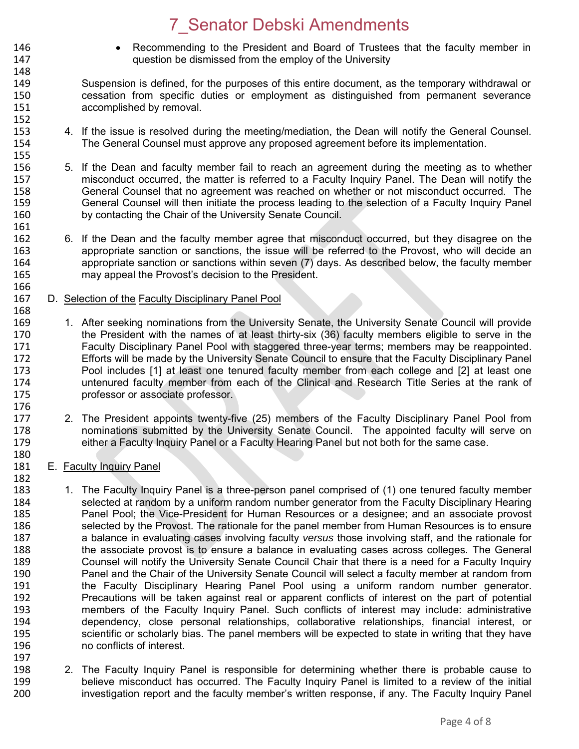- Recommending to the President and Board of Trustees that the faculty member in question be dismissed from the employ of the University

Suspension is defined, for the purposes of this entire document, as the temporary withdrawal or cessation from specific duties or employment as distinguished from permanent severance accomplished by removal.

4. If the issue is resolved during the meeting/mediation, the Dean will notify the General Counsel. The General Counsel must approve any proposed agreement before its implementation.

5. If the Dean and faculty member fail to reach an agreement during the meeting as to whether misconduct occurred, the matter is referred to a Faculty Inquiry Panel. The Dean will notify the General Counsel that no agreement was reached on whether or not misconduct occurred. The General Counsel will then initiate the process leading to the selection of a Faculty Inquiry Panel by contacting the Chair of the University Senate Council.

6. If the Dean and the faculty member agree that misconduct occurred, but they disagree on the appropriate sanction or sanctions, the issue will be referred to the Provost, who will decide an appropriate sanction or sanctions within seven (7) days. As described below, the faculty member may appeal the Provost's decision to the President.

D. Selection of the Faculty Disciplinary Panel Pool

1. After seeking nominations from the University Senate, the University Senate Council will provide the President with the names of at least thirty-six (36) faculty members eligible to serve in the Faculty Disciplinary Panel Pool with staggered three-year terms; members may be reappointed. Efforts will be made by the University Senate Council to ensure that the Faculty Disciplinary Panel Pool includes [1] at least one tenured faculty member from each college and [2] at least one untenured faculty member from each of the Clinical and Research Title Series at the rank of professor or associate professor.

2. The President appoints twenty-five (25) members of the Faculty Disciplinary Panel Pool from nominations submitted by the University Senate Council. The appointed faculty will serve on either a Faculty Inquiry Panel or a Faculty Hearing Panel but not both for the same case.

E. Faculty Inquiry Panel

1. The Faculty Inquiry Panel is a three-person panel comprised of (1) one tenured faculty member selected at random by a uniform random number generator from the Faculty Disciplinary Hearing Panel Pool; the Vice-President for Human Resources or a designee; and an associate provost selected by the Provost. The rationale for the panel member from Human Resources is to ensure a balance in evaluating cases involving faculty *versus* those involving staff, and the rationale for the associate provost is to ensure a balance in evaluating cases across colleges. The General Counsel will notify the University Senate Council Chair that there is a need for a Faculty Inquiry Panel and the Chair of the University Senate Council will select a faculty member at random from the Faculty Disciplinary Hearing Panel Pool using a uniform random number generator. Precautions will be taken against real or apparent conflicts of interest on the part of potential members of the Faculty Inquiry Panel. Such conflicts of interest may include: administrative dependency, close personal relationships, collaborative relationships, financial interest, or scientific or scholarly bias. The panel members will be expected to state in writing that they have no conflicts of interest.

2. The Faculty Inquiry Panel is responsible for determining whether there is probable cause to believe misconduct has occurred. The Faculty Inquiry Panel is limited to a review of the initial investigation report and the faculty member's written response, if any. The Faculty Inquiry Panel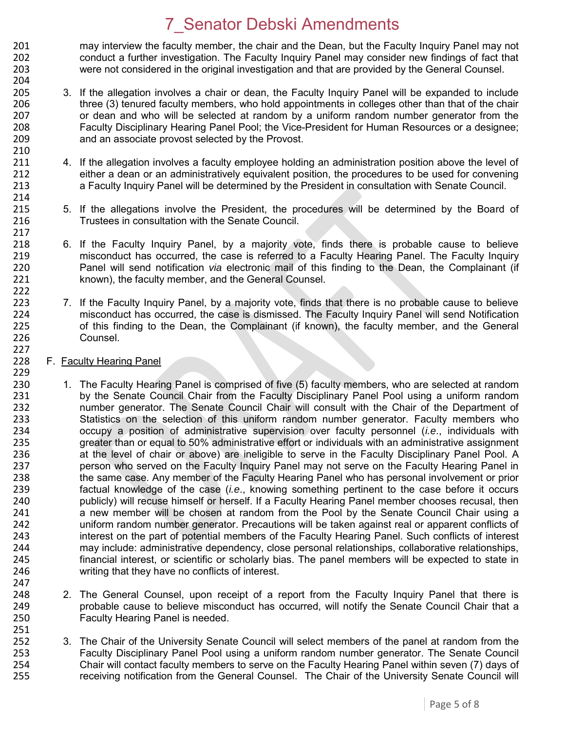may interview the faculty member, the chair and the Dean, but the Faculty Inquiry Panel may not conduct a further investigation. The Faculty Inquiry Panel may consider new findings of fact that were not considered in the original investigation and that are provided by the General Counsel.

3. If the allegation involves a chair or dean, the Faculty Inquiry Panel will be expanded to include three (3) tenured faculty members, who hold appointments in colleges other than that of the chair or dean and who will be selected at random by a uniform random number generator from the Faculty Disciplinary Hearing Panel Pool; the Vice-President for Human Resources or a designee; and an associate provost selected by the Provost.

4. If the allegation involves a faculty employee holding an administration position above the level of either a dean or an administratively equivalent position, the procedures to be used for convening a Faculty Inquiry Panel will be determined by the President in consultation with Senate Council.

5. If the allegations involve the President, the procedures will be determined by the Board of Trustees in consultation with the Senate Council.

6. If the Faculty Inquiry Panel, by a majority vote, finds there is probable cause to believe misconduct has occurred, the case is referred to a Faculty Hearing Panel. The Faculty Inquiry Panel will send notification *via* electronic mail of this finding to the Dean, the Complainant (if known), the faculty member, and the General Counsel.

7. If the Faculty Inquiry Panel, by a majority vote, finds that there is no probable cause to believe misconduct has occurred, the case is dismissed. The Faculty Inquiry Panel will send Notification of this finding to the Dean, the Complainant (if known), the faculty member, and the General Counsel.

F. Faculty Hearing Panel

1. The Faculty Hearing Panel is comprised of five (5) faculty members, who are selected at random by the Senate Council Chair from the Faculty Disciplinary Panel Pool using a uniform random number generator. The Senate Council Chair will consult with the Chair of the Department of Statistics on the selection of this uniform random number generator. Faculty members who occupy a position of administrative supervision over faculty personnel (*i.e.*, individuals with greater than or equal to 50% administrative effort or individuals with an administrative assignment at the level of chair or above) are ineligible to serve in the Faculty Disciplinary Panel Pool. A person who served on the Faculty Inquiry Panel may not serve on the Faculty Hearing Panel in the same case. Any member of the Faculty Hearing Panel who has personal involvement or prior factual knowledge of the case (*i.e.*, knowing something pertinent to the case before it occurs publicly) will recuse himself or herself. If a Faculty Hearing Panel member chooses recusal, then a new member will be chosen at random from the Pool by the Senate Council Chair using a uniform random number generator. Precautions will be taken against real or apparent conflicts of interest on the part of potential members of the Faculty Hearing Panel. Such conflicts of interest may include: administrative dependency, close personal relationships, collaborative relationships, financial interest, or scientific or scholarly bias. The panel members will be expected to state in writing that they have no conflicts of interest.

2. The General Counsel, upon receipt of a report from the Faculty Inquiry Panel that there is probable cause to believe misconduct has occurred, will notify the Senate Council Chair that a Faculty Hearing Panel is needed.

3. The Chair of the University Senate Council will select members of the panel at random from the Faculty Disciplinary Panel Pool using a uniform random number generator. The Senate Council Chair will contact faculty members to serve on the Faculty Hearing Panel within seven (7) days of receiving notification from the General Counsel. The Chair of the University Senate Council will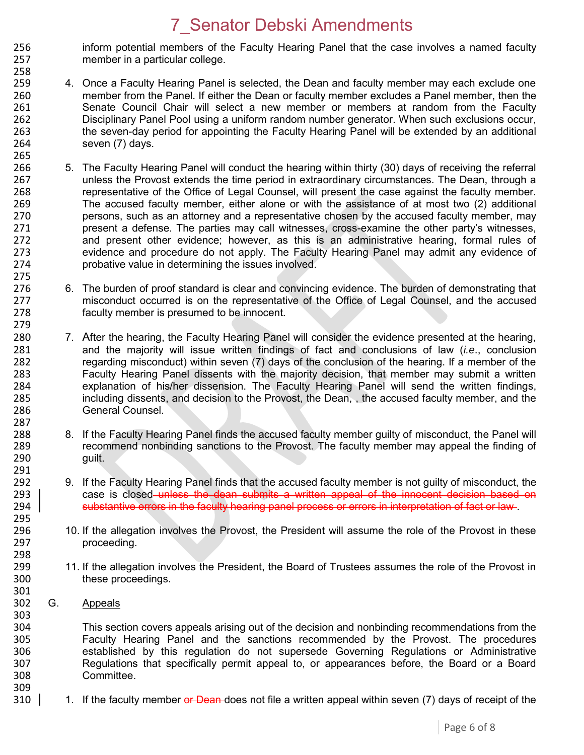inform potential members of the Faculty Hearing Panel that the case involves a named faculty member in a particular college.

4. Once a Faculty Hearing Panel is selected, the Dean and faculty member may each exclude one member from the Panel. If either the Dean or faculty member excludes a Panel member, then the Senate Council Chair will select a new member or members at random from the Faculty Disciplinary Panel Pool using a uniform random number generator. When such exclusions occur, the seven-day period for appointing the Faculty Hearing Panel will be extended by an additional seven (7) days.

5. The Faculty Hearing Panel will conduct the hearing within thirty (30) days of receiving the referral unless the Provost extends the time period in extraordinary circumstances. The Dean, through a representative of the Office of Legal Counsel, will present the case against the faculty member. The accused faculty member, either alone or with the assistance of at most two (2) additional persons, such as an attorney and a representative chosen by the accused faculty member, may present a defense. The parties may call witnesses, cross-examine the other party's witnesses, and present other evidence; however, as this is an administrative hearing, formal rules of evidence and procedure do not apply. The Faculty Hearing Panel may admit any evidence of probative value in determining the issues involved.

6. The burden of proof standard is clear and convincing evidence. The burden of demonstrating that misconduct occurred is on the representative of the Office of Legal Counsel, and the accused faculty member is presumed to be innocent.

7. After the hearing, the Faculty Hearing Panel will consider the evidence presented at the hearing, and the majority will issue written findings of fact and conclusions of law (*i.e*., conclusion regarding misconduct) within seven (7) days of the conclusion of the hearing. If a member of the Faculty Hearing Panel dissents with the majority decision, that member may submit a written explanation of his/her dissension. The Faculty Hearing Panel will send the written findings, including dissents, and decision to the Provost, the Dean, , the accused faculty member, and the General Counsel.

8. If the Faculty Hearing Panel finds the accused faculty member guilty of misconduct, the Panel will recommend nonbinding sanctions to the Provost. The faculty member may appeal the finding of guilt.

9. If the Faculty Hearing Panel finds that the accused faculty member is not guilty of misconduct, the case is closed~~ unless the dean submits a written appeal of the innocent decision based on substantive errors in the faculty hearing panel process or errors in interpretation of fact or law ~~.

10. If the allegation involves the Provost, the President will assume the role of the Provost in these proceeding.

11. If the allegation involves the President, the Board of Trustees assumes the role of the Provost in these proceedings.

G. <u>Appeals</u>

This section covers appeals arising out of the decision and nonbinding recommendations from the Faculty Hearing Panel and the sanctions recommended by the Provost. The procedures established by this regulation do not supersede Governing Regulations or Administrative Regulations that specifically permit appeal to, or appearances before, the Board or a Board Committee.

1. If the faculty member ~~or Dean~~ does not file a written appeal within seven (7) days of receipt of the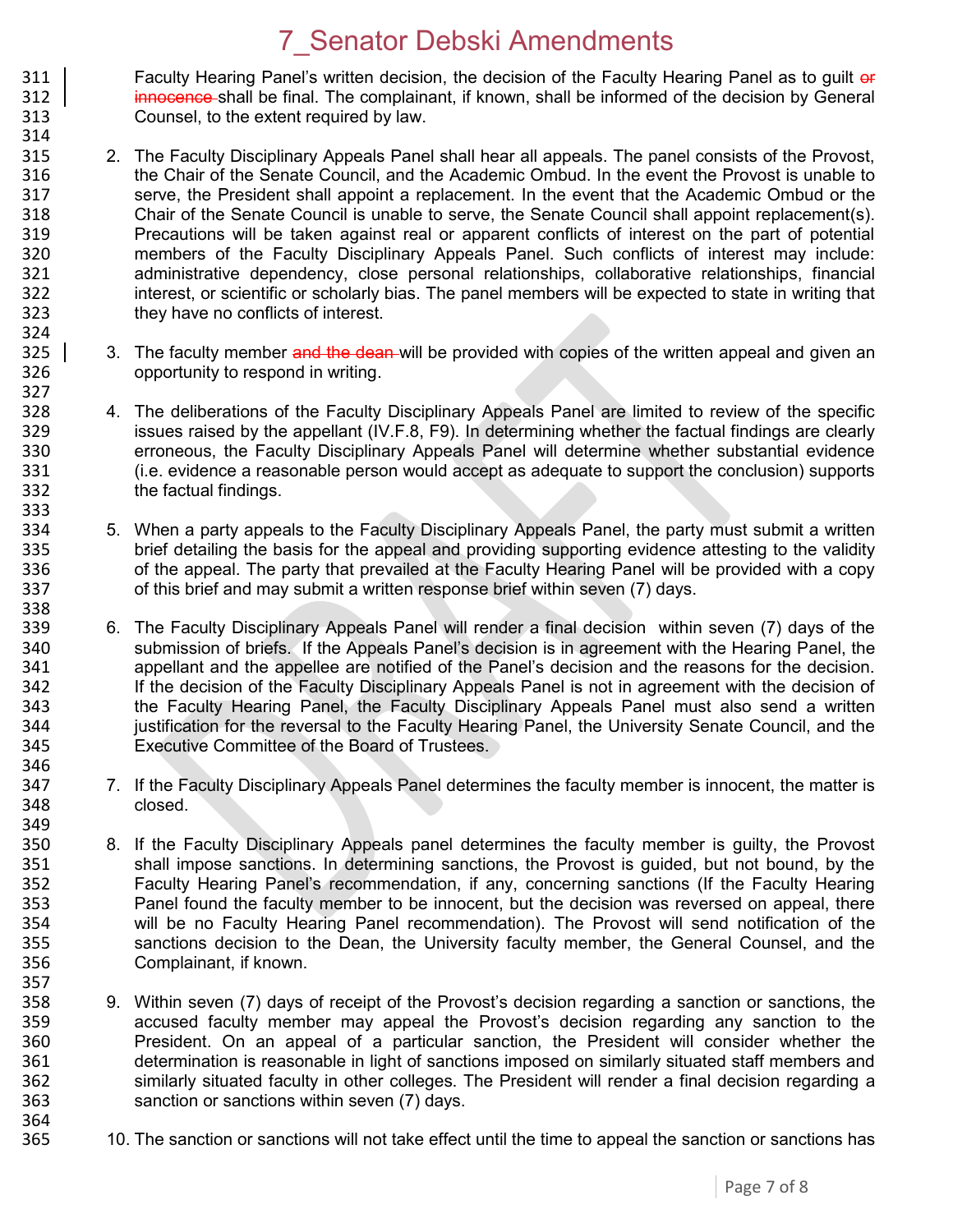Faculty Hearing Panel's written decision, the decision of the Faculty Hearing Panel as to guilt ~~or innocence~~ shall be final. The complainant, if known, shall be informed of the decision by General Counsel, to the extent required by law.

2. The Faculty Disciplinary Appeals Panel shall hear all appeals. The panel consists of the Provost, the Chair of the Senate Council, and the Academic Ombud. In the event the Provost is unable to serve, the President shall appoint a replacement. In the event that the Academic Ombud or the Chair of the Senate Council is unable to serve, the Senate Council shall appoint replacement(s). Precautions will be taken against real or apparent conflicts of interest on the part of potential members of the Faculty Disciplinary Appeals Panel. Such conflicts of interest may include: administrative dependency, close personal relationships, collaborative relationships, financial interest, or scientific or scholarly bias. The panel members will be expected to state in writing that they have no conflicts of interest.

3. The faculty member ~~and the dean~~ will be provided with copies of the written appeal and given an opportunity to respond in writing.

4. The deliberations of the Faculty Disciplinary Appeals Panel are limited to review of the specific issues raised by the appellant (IV.F.8, F9). In determining whether the factual findings are clearly erroneous, the Faculty Disciplinary Appeals Panel will determine whether substantial evidence (i.e. evidence a reasonable person would accept as adequate to support the conclusion) supports the factual findings.

5. When a party appeals to the Faculty Disciplinary Appeals Panel, the party must submit a written brief detailing the basis for the appeal and providing supporting evidence attesting to the validity of the appeal. The party that prevailed at the Faculty Hearing Panel will be provided with a copy of this brief and may submit a written response brief within seven (7) days.

6. The Faculty Disciplinary Appeals Panel will render a final decision within seven (7) days of the submission of briefs. If the Appeals Panel's decision is in agreement with the Hearing Panel, the appellant and the appellee are notified of the Panel's decision and the reasons for the decision. If the decision of the Faculty Disciplinary Appeals Panel is not in agreement with the decision of the Faculty Hearing Panel, the Faculty Disciplinary Appeals Panel must also send a written justification for the reversal to the Faculty Hearing Panel, the University Senate Council, and the Executive Committee of the Board of Trustees.

7. If the Faculty Disciplinary Appeals Panel determines the faculty member is innocent, the matter is closed.

8. If the Faculty Disciplinary Appeals panel determines the faculty member is guilty, the Provost shall impose sanctions. In determining sanctions, the Provost is guided, but not bound, by the Faculty Hearing Panel's recommendation, if any, concerning sanctions (If the Faculty Hearing Panel found the faculty member to be innocent, but the decision was reversed on appeal, there will be no Faculty Hearing Panel recommendation). The Provost will send notification of the sanctions decision to the Dean, the University faculty member, the General Counsel, and the Complainant, if known.

9. Within seven (7) days of receipt of the Provost's decision regarding a sanction or sanctions, the accused faculty member may appeal the Provost's decision regarding any sanction to the President. On an appeal of a particular sanction, the President will consider whether the determination is reasonable in light of sanctions imposed on similarly situated staff members and similarly situated faculty in other colleges. The President will render a final decision regarding a sanction or sanctions within seven (7) days.

10. The sanction or sanctions will not take effect until the time to appeal the sanction or sanctions has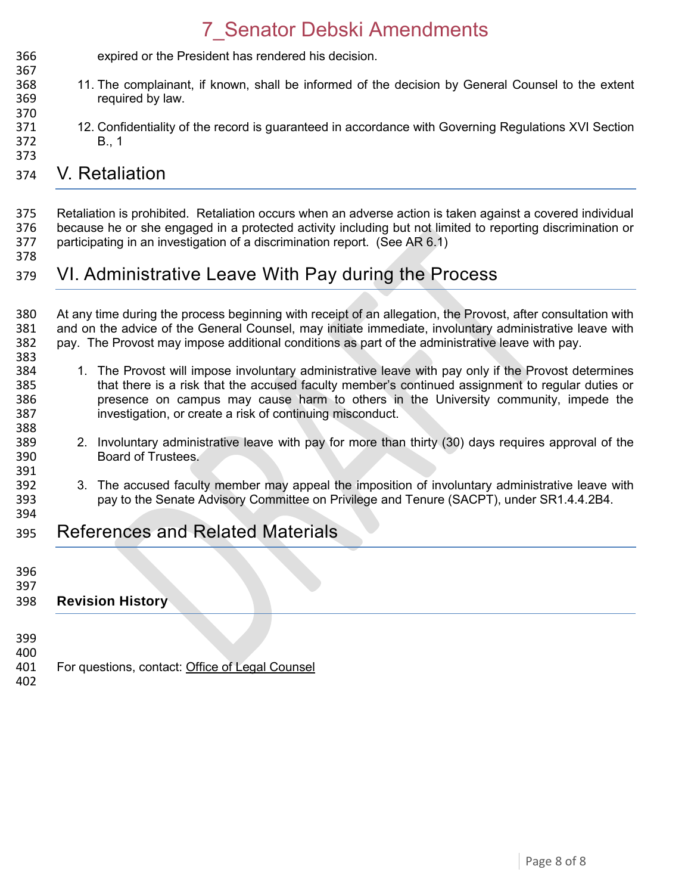expired or the President has rendered his decision.

11. The complainant, if known, shall be informed of the decision by General Counsel to the extent required by law.

12. Confidentiality of the record is guaranteed in accordance with Governing Regulations XVI Section B., 1

## V. Retaliation

Retaliation is prohibited. Retaliation occurs when an adverse action is taken against a covered individual because he or she engaged in a protected activity including but not limited to reporting discrimination or participating in an investigation of a discrimination report. (See AR 6.1)

## VI. Administrative Leave With Pay during the Process

At any time during the process beginning with receipt of an allegation, the Provost, after consultation with and on the advice of the General Counsel, may initiate immediate, involuntary administrative leave with pay. The Provost may impose additional conditions as part of the administrative leave with pay.

1. The Provost will impose involuntary administrative leave with pay only if the Provost determines that there is a risk that the accused faculty member's continued assignment to regular duties or presence on campus may cause harm to others in the University community, impede the investigation, or create a risk of continuing misconduct.

2. Involuntary administrative leave with pay for more than thirty (30) days requires approval of the Board of Trustees.

3. The accused faculty member may appeal the imposition of involuntary administrative leave with pay to the Senate Advisory Committee on Privilege and Tenure (SACPT), under SR1.4.4.2B4.

## References and Related Materials

### Revision History

For questions, contact: Office of Legal Counsel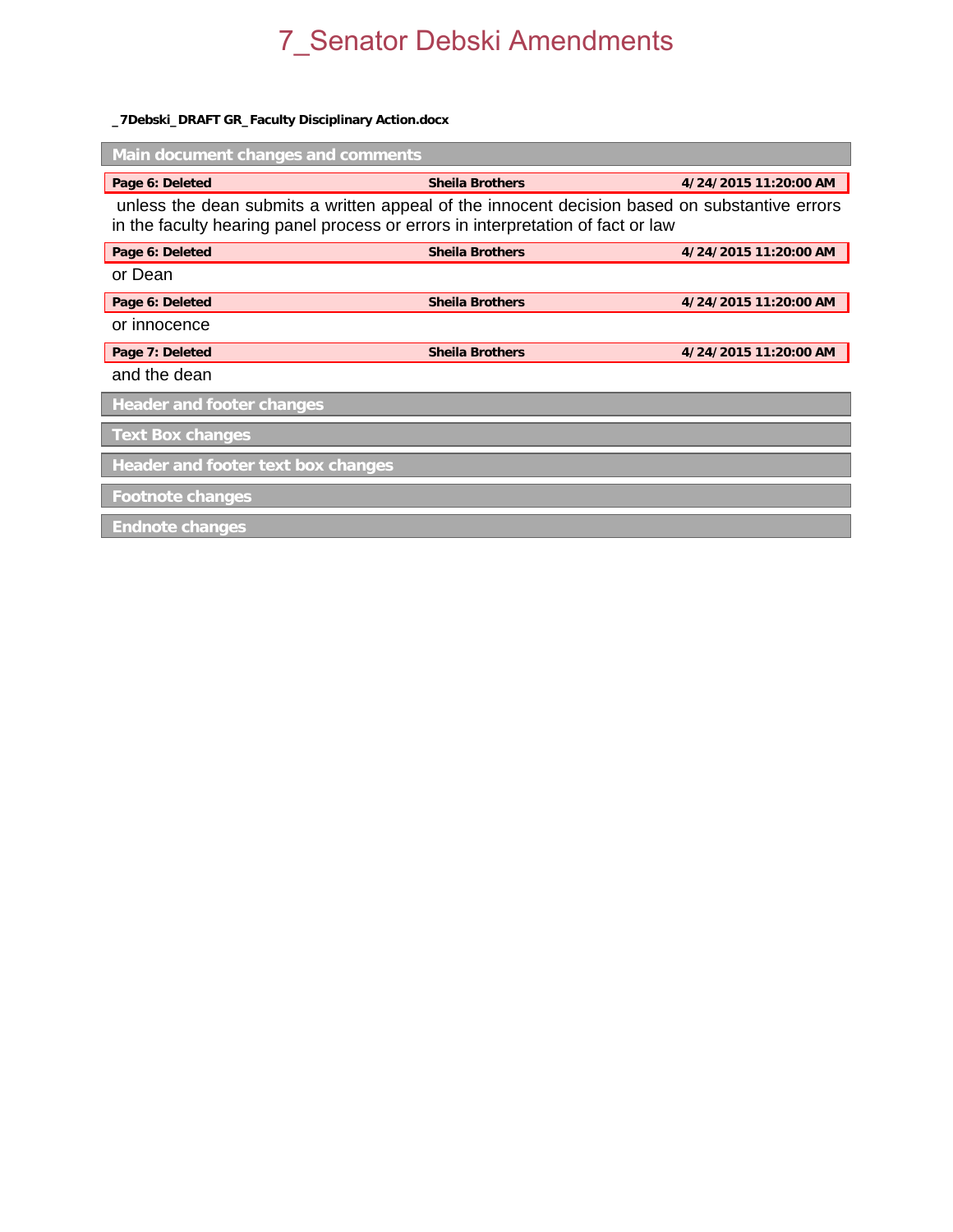# 7_Senator Debski Amendments

**_7Debski_DRAFT GR_Faculty Disciplinary Action.docx**

## Main document changes and comments

| Page 6: Deleted | Sheila Brothers | 4/24/2015 11:20:00 AM |
|---|---|---|

unless the dean submits a written appeal of the innocent decision based on substantive errors in the faculty hearing panel process or errors in interpretation of fact or law

| Page 6: Deleted | Sheila Brothers | 4/24/2015 11:20:00 AM |
|---|---|---|

or Dean

| Page 6: Deleted | Sheila Brothers | 4/24/2015 11:20:00 AM |
|---|---|---|

or innocence

| Page 7: Deleted | Sheila Brothers | 4/24/2015 11:20:00 AM |
|---|---|---|

and the dean

## Header and footer changes

## Text Box changes

## Header and footer text box changes

## Footnote changes

## Endnote changes